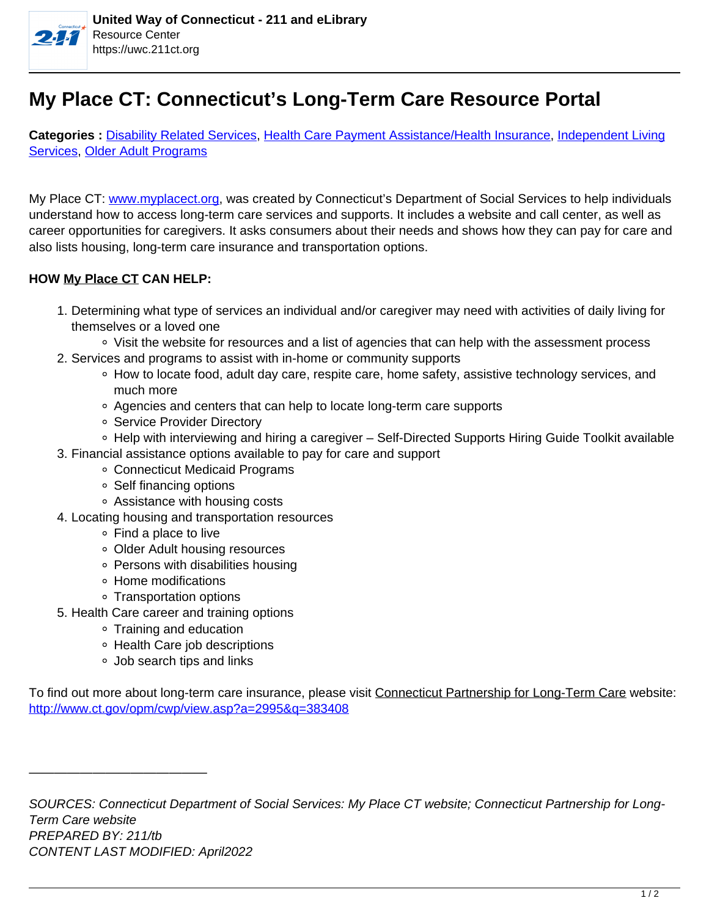# My Place CT: Connecticut's Long-Term Care Resource Portal

**Categories :** Disability Related Services, Health Care Payment Assistance/Health Insurance, Independent Living Services, Older Adult Programs

My Place CT: www.myplacect.org, was created by Connecticut's Department of Social Services to help individuals understand how to access long-term care services and supports. It includes a website and call center, as well as career opportunities for caregivers. It asks consumers about their needs and shows how they can pay for care and also lists housing, long-term care insurance and transportation options.

**HOW My Place CT CAN HELP:**

1. Determining what type of services an individual and/or caregiver may need with activities of daily living for themselves or a loved one
   - Visit the website for resources and a list of agencies that can help with the assessment process
2. Services and programs to assist with in-home or community supports
   - How to locate food, adult day care, respite care, home safety, assistive technology services, and much more
   - Agencies and centers that can help to locate long-term care supports
   - Service Provider Directory
   - Help with interviewing and hiring a caregiver – Self-Directed Supports Hiring Guide Toolkit available
3. Financial assistance options available to pay for care and support
   - Connecticut Medicaid Programs
   - Self financing options
   - Assistance with housing costs
4. Locating housing and transportation resources
   - Find a place to live
   - Older Adult housing resources
   - Persons with disabilities housing
   - Home modifications
   - Transportation options
5. Health Care career and training options
   - Training and education
   - Health Care job descriptions
   - Job search tips and links

To find out more about long-term care insurance, please visit Connecticut Partnership for Long-Term Care website: http://www.ct.gov/opm/cwp/view.asp?a=2995&q=383408

---

*SOURCES: Connecticut Department of Social Services: My Place CT website; Connecticut Partnership for Long-Term Care website*
*PREPARED BY: 211/tb*
*CONTENT LAST MODIFIED: April2022*